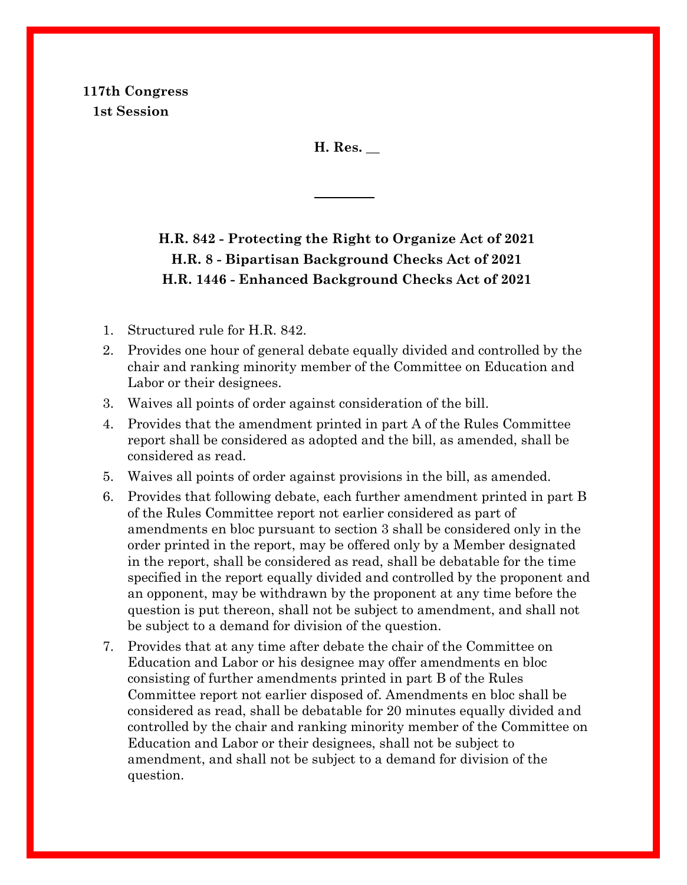**117th Congress**
**1st Session**

**H. Res. __**

---

**H.R. 842 - Protecting the Right to Organize Act of 2021**
**H.R. 8 - Bipartisan Background Checks Act of 2021**
**H.R. 1446 - Enhanced Background Checks Act of 2021**

1. Structured rule for H.R. 842.
2. Provides one hour of general debate equally divided and controlled by the chair and ranking minority member of the Committee on Education and Labor or their designees.
3. Waives all points of order against consideration of the bill.
4. Provides that the amendment printed in part A of the Rules Committee report shall be considered as adopted and the bill, as amended, shall be considered as read.
5. Waives all points of order against provisions in the bill, as amended.
6. Provides that following debate, each further amendment printed in part B of the Rules Committee report not earlier considered as part of amendments en bloc pursuant to section 3 shall be considered only in the order printed in the report, may be offered only by a Member designated in the report, shall be considered as read, shall be debatable for the time specified in the report equally divided and controlled by the proponent and an opponent, may be withdrawn by the proponent at any time before the question is put thereon, shall not be subject to amendment, and shall not be subject to a demand for division of the question.
7. Provides that at any time after debate the chair of the Committee on Education and Labor or his designee may offer amendments en bloc consisting of further amendments printed in part B of the Rules Committee report not earlier disposed of. Amendments en bloc shall be considered as read, shall be debatable for 20 minutes equally divided and controlled by the chair and ranking minority member of the Committee on Education and Labor or their designees, shall not be subject to amendment, and shall not be subject to a demand for division of the question.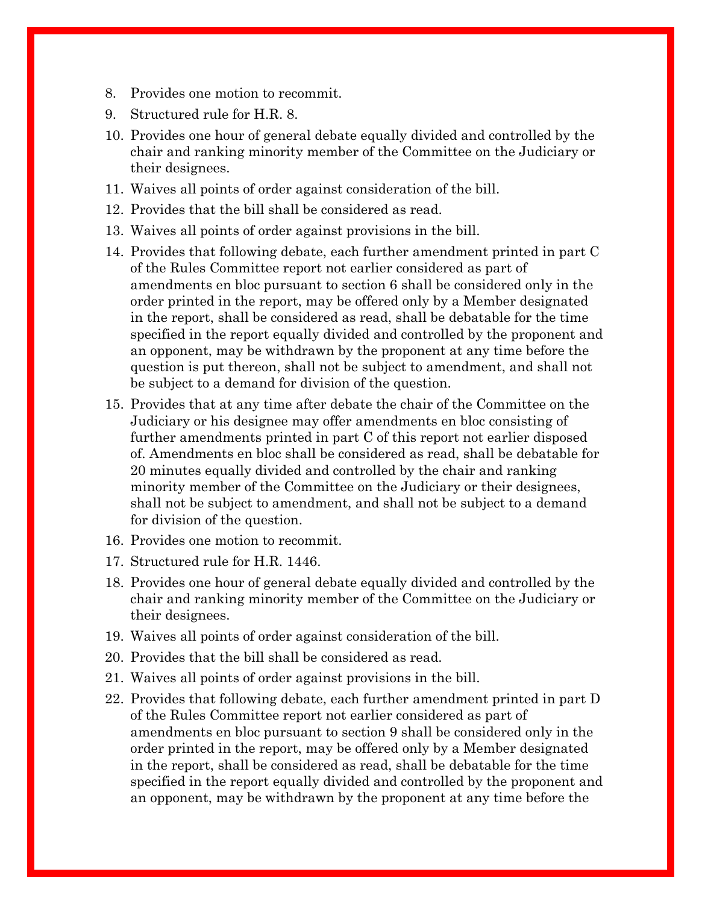8. Provides one motion to recommit.
9. Structured rule for H.R. 8.
10. Provides one hour of general debate equally divided and controlled by the chair and ranking minority member of the Committee on the Judiciary or their designees.
11. Waives all points of order against consideration of the bill.
12. Provides that the bill shall be considered as read.
13. Waives all points of order against provisions in the bill.
14. Provides that following debate, each further amendment printed in part C of the Rules Committee report not earlier considered as part of amendments en bloc pursuant to section 6 shall be considered only in the order printed in the report, may be offered only by a Member designated in the report, shall be considered as read, shall be debatable for the time specified in the report equally divided and controlled by the proponent and an opponent, may be withdrawn by the proponent at any time before the question is put thereon, shall not be subject to amendment, and shall not be subject to a demand for division of the question.
15. Provides that at any time after debate the chair of the Committee on the Judiciary or his designee may offer amendments en bloc consisting of further amendments printed in part C of this report not earlier disposed of. Amendments en bloc shall be considered as read, shall be debatable for 20 minutes equally divided and controlled by the chair and ranking minority member of the Committee on the Judiciary or their designees, shall not be subject to amendment, and shall not be subject to a demand for division of the question.
16. Provides one motion to recommit.
17. Structured rule for H.R. 1446.
18. Provides one hour of general debate equally divided and controlled by the chair and ranking minority member of the Committee on the Judiciary or their designees.
19. Waives all points of order against consideration of the bill.
20. Provides that the bill shall be considered as read.
21. Waives all points of order against provisions in the bill.
22. Provides that following debate, each further amendment printed in part D of the Rules Committee report not earlier considered as part of amendments en bloc pursuant to section 9 shall be considered only in the order printed in the report, may be offered only by a Member designated in the report, shall be considered as read, shall be debatable for the time specified in the report equally divided and controlled by the proponent and an opponent, may be withdrawn by the proponent at any time before the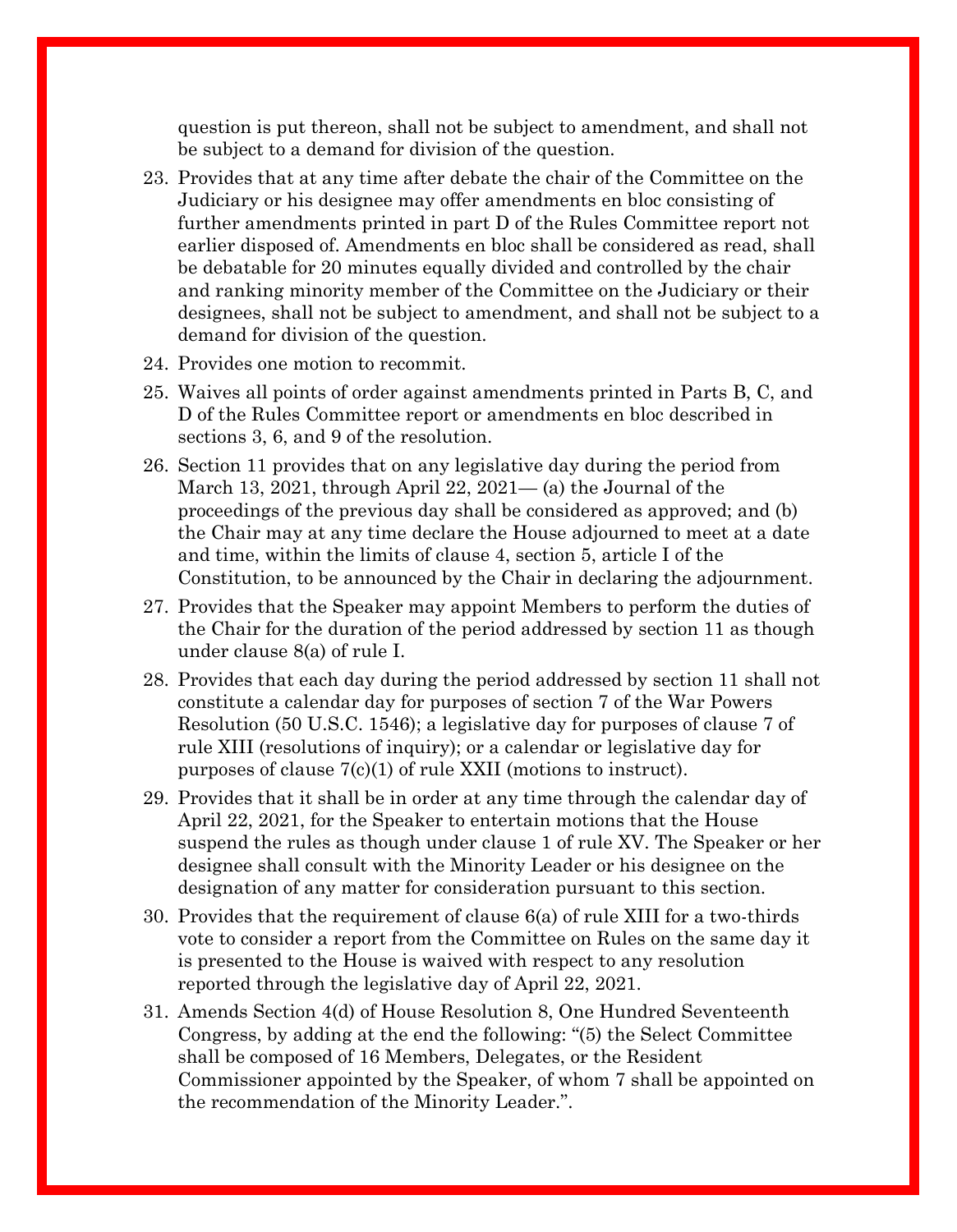question is put thereon, shall not be subject to amendment, and shall not be subject to a demand for division of the question.

23. Provides that at any time after debate the chair of the Committee on the Judiciary or his designee may offer amendments en bloc consisting of further amendments printed in part D of the Rules Committee report not earlier disposed of. Amendments en bloc shall be considered as read, shall be debatable for 20 minutes equally divided and controlled by the chair and ranking minority member of the Committee on the Judiciary or their designees, shall not be subject to amendment, and shall not be subject to a demand for division of the question.
24. Provides one motion to recommit.
25. Waives all points of order against amendments printed in Parts B, C, and D of the Rules Committee report or amendments en bloc described in sections 3, 6, and 9 of the resolution.
26. Section 11 provides that on any legislative day during the period from March 13, 2021, through April 22, 2021— (a) the Journal of the proceedings of the previous day shall be considered as approved; and (b) the Chair may at any time declare the House adjourned to meet at a date and time, within the limits of clause 4, section 5, article I of the Constitution, to be announced by the Chair in declaring the adjournment.
27. Provides that the Speaker may appoint Members to perform the duties of the Chair for the duration of the period addressed by section 11 as though under clause 8(a) of rule I.
28. Provides that each day during the period addressed by section 11 shall not constitute a calendar day for purposes of section 7 of the War Powers Resolution (50 U.S.C. 1546); a legislative day for purposes of clause 7 of rule XIII (resolutions of inquiry); or a calendar or legislative day for purposes of clause 7(c)(1) of rule XXII (motions to instruct).
29. Provides that it shall be in order at any time through the calendar day of April 22, 2021, for the Speaker to entertain motions that the House suspend the rules as though under clause 1 of rule XV. The Speaker or her designee shall consult with the Minority Leader or his designee on the designation of any matter for consideration pursuant to this section.
30. Provides that the requirement of clause 6(a) of rule XIII for a two-thirds vote to consider a report from the Committee on Rules on the same day it is presented to the House is waived with respect to any resolution reported through the legislative day of April 22, 2021.
31. Amends Section 4(d) of House Resolution 8, One Hundred Seventeenth Congress, by adding at the end the following: "(5) the Select Committee shall be composed of 16 Members, Delegates, or the Resident Commissioner appointed by the Speaker, of whom 7 shall be appointed on the recommendation of the Minority Leader.".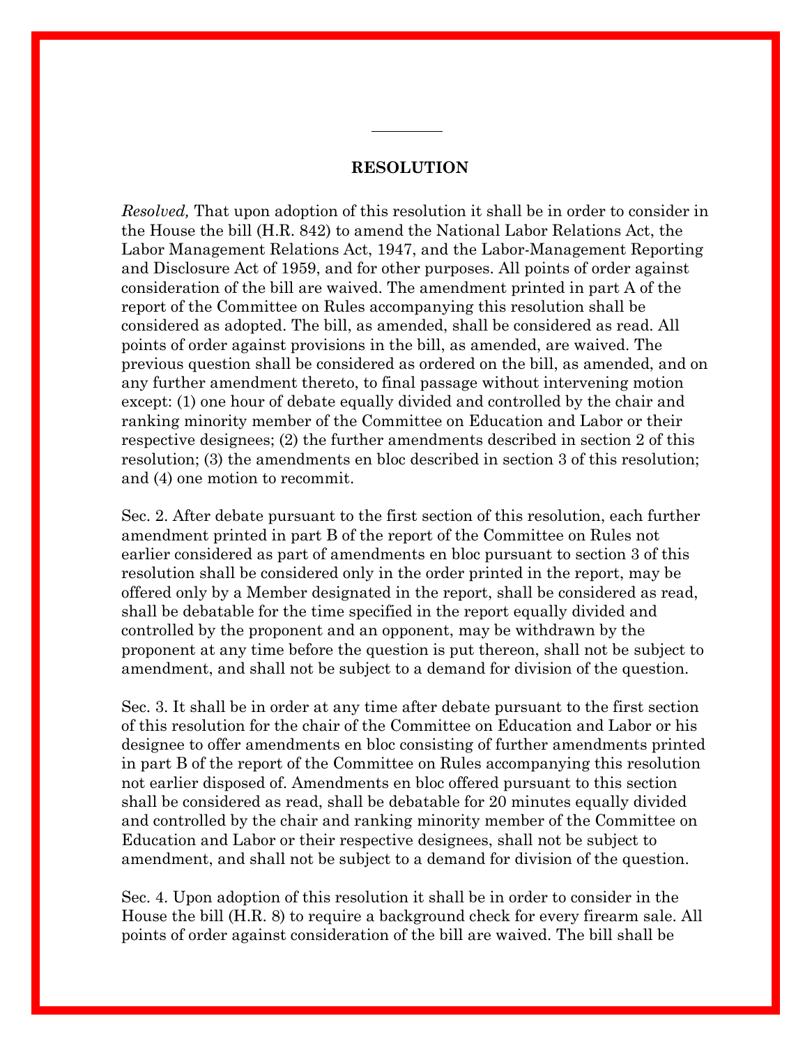# RESOLUTION

*Resolved,* That upon adoption of this resolution it shall be in order to consider in the House the bill (H.R. 842) to amend the National Labor Relations Act, the Labor Management Relations Act, 1947, and the Labor-Management Reporting and Disclosure Act of 1959, and for other purposes. All points of order against consideration of the bill are waived. The amendment printed in part A of the report of the Committee on Rules accompanying this resolution shall be considered as adopted. The bill, as amended, shall be considered as read. All points of order against provisions in the bill, as amended, are waived. The previous question shall be considered as ordered on the bill, as amended, and on any further amendment thereto, to final passage without intervening motion except: (1) one hour of debate equally divided and controlled by the chair and ranking minority member of the Committee on Education and Labor or their respective designees; (2) the further amendments described in section 2 of this resolution; (3) the amendments en bloc described in section 3 of this resolution; and (4) one motion to recommit.

Sec. 2. After debate pursuant to the first section of this resolution, each further amendment printed in part B of the report of the Committee on Rules not earlier considered as part of amendments en bloc pursuant to section 3 of this resolution shall be considered only in the order printed in the report, may be offered only by a Member designated in the report, shall be considered as read, shall be debatable for the time specified in the report equally divided and controlled by the proponent and an opponent, may be withdrawn by the proponent at any time before the question is put thereon, shall not be subject to amendment, and shall not be subject to a demand for division of the question.

Sec. 3. It shall be in order at any time after debate pursuant to the first section of this resolution for the chair of the Committee on Education and Labor or his designee to offer amendments en bloc consisting of further amendments printed in part B of the report of the Committee on Rules accompanying this resolution not earlier disposed of. Amendments en bloc offered pursuant to this section shall be considered as read, shall be debatable for 20 minutes equally divided and controlled by the chair and ranking minority member of the Committee on Education and Labor or their respective designees, shall not be subject to amendment, and shall not be subject to a demand for division of the question.

Sec. 4. Upon adoption of this resolution it shall be in order to consider in the House the bill (H.R. 8) to require a background check for every firearm sale. All points of order against consideration of the bill are waived. The bill shall be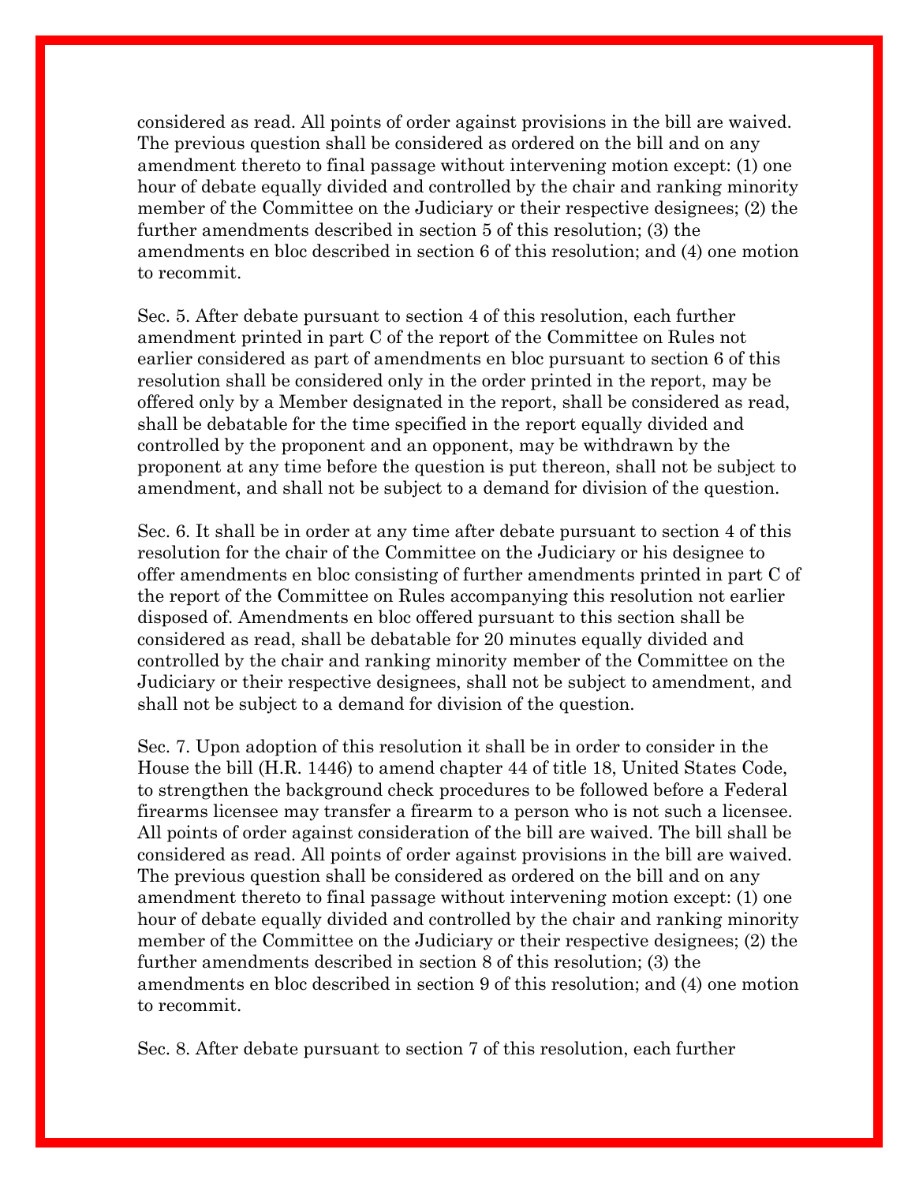considered as read. All points of order against provisions in the bill are waived. The previous question shall be considered as ordered on the bill and on any amendment thereto to final passage without intervening motion except: (1) one hour of debate equally divided and controlled by the chair and ranking minority member of the Committee on the Judiciary or their respective designees; (2) the further amendments described in section 5 of this resolution; (3) the amendments en bloc described in section 6 of this resolution; and (4) one motion to recommit.

Sec. 5. After debate pursuant to section 4 of this resolution, each further amendment printed in part C of the report of the Committee on Rules not earlier considered as part of amendments en bloc pursuant to section 6 of this resolution shall be considered only in the order printed in the report, may be offered only by a Member designated in the report, shall be considered as read, shall be debatable for the time specified in the report equally divided and controlled by the proponent and an opponent, may be withdrawn by the proponent at any time before the question is put thereon, shall not be subject to amendment, and shall not be subject to a demand for division of the question.

Sec. 6. It shall be in order at any time after debate pursuant to section 4 of this resolution for the chair of the Committee on the Judiciary or his designee to offer amendments en bloc consisting of further amendments printed in part C of the report of the Committee on Rules accompanying this resolution not earlier disposed of. Amendments en bloc offered pursuant to this section shall be considered as read, shall be debatable for 20 minutes equally divided and controlled by the chair and ranking minority member of the Committee on the Judiciary or their respective designees, shall not be subject to amendment, and shall not be subject to a demand for division of the question.

Sec. 7. Upon adoption of this resolution it shall be in order to consider in the House the bill (H.R. 1446) to amend chapter 44 of title 18, United States Code, to strengthen the background check procedures to be followed before a Federal firearms licensee may transfer a firearm to a person who is not such a licensee. All points of order against consideration of the bill are waived. The bill shall be considered as read. All points of order against provisions in the bill are waived. The previous question shall be considered as ordered on the bill and on any amendment thereto to final passage without intervening motion except: (1) one hour of debate equally divided and controlled by the chair and ranking minority member of the Committee on the Judiciary or their respective designees; (2) the further amendments described in section 8 of this resolution; (3) the amendments en bloc described in section 9 of this resolution; and (4) one motion to recommit.

Sec. 8. After debate pursuant to section 7 of this resolution, each further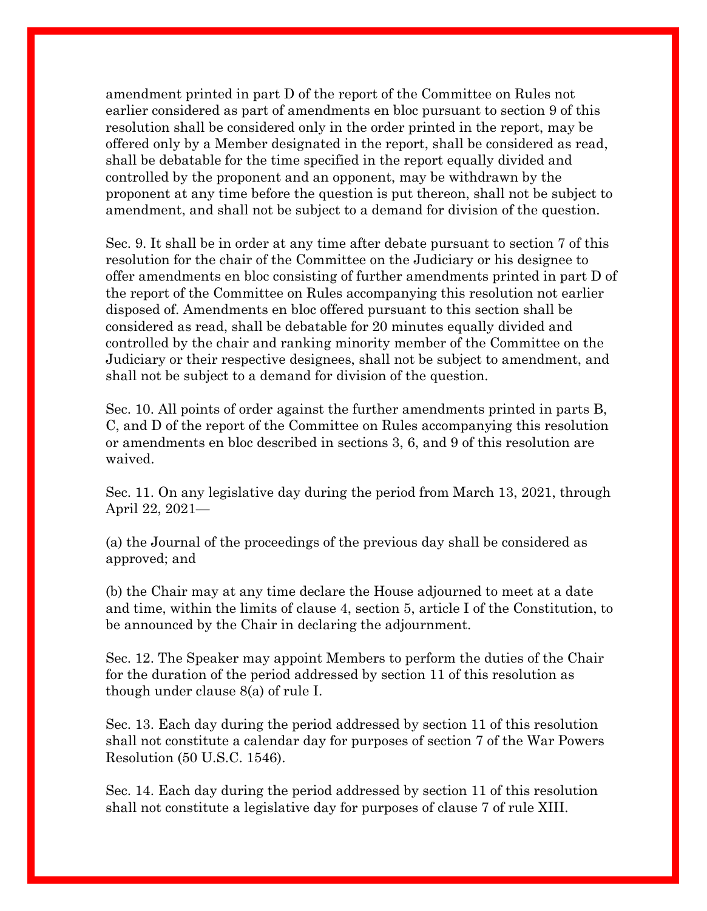amendment printed in part D of the report of the Committee on Rules not earlier considered as part of amendments en bloc pursuant to section 9 of this resolution shall be considered only in the order printed in the report, may be offered only by a Member designated in the report, shall be considered as read, shall be debatable for the time specified in the report equally divided and controlled by the proponent and an opponent, may be withdrawn by the proponent at any time before the question is put thereon, shall not be subject to amendment, and shall not be subject to a demand for division of the question.

Sec. 9. It shall be in order at any time after debate pursuant to section 7 of this resolution for the chair of the Committee on the Judiciary or his designee to offer amendments en bloc consisting of further amendments printed in part D of the report of the Committee on Rules accompanying this resolution not earlier disposed of. Amendments en bloc offered pursuant to this section shall be considered as read, shall be debatable for 20 minutes equally divided and controlled by the chair and ranking minority member of the Committee on the Judiciary or their respective designees, shall not be subject to amendment, and shall not be subject to a demand for division of the question.

Sec. 10. All points of order against the further amendments printed in parts B, C, and D of the report of the Committee on Rules accompanying this resolution or amendments en bloc described in sections 3, 6, and 9 of this resolution are waived.

Sec. 11. On any legislative day during the period from March 13, 2021, through April 22, 2021—

(a) the Journal of the proceedings of the previous day shall be considered as approved; and

(b) the Chair may at any time declare the House adjourned to meet at a date and time, within the limits of clause 4, section 5, article I of the Constitution, to be announced by the Chair in declaring the adjournment.

Sec. 12. The Speaker may appoint Members to perform the duties of the Chair for the duration of the period addressed by section 11 of this resolution as though under clause 8(a) of rule I.

Sec. 13. Each day during the period addressed by section 11 of this resolution shall not constitute a calendar day for purposes of section 7 of the War Powers Resolution (50 U.S.C. 1546).

Sec. 14. Each day during the period addressed by section 11 of this resolution shall not constitute a legislative day for purposes of clause 7 of rule XIII.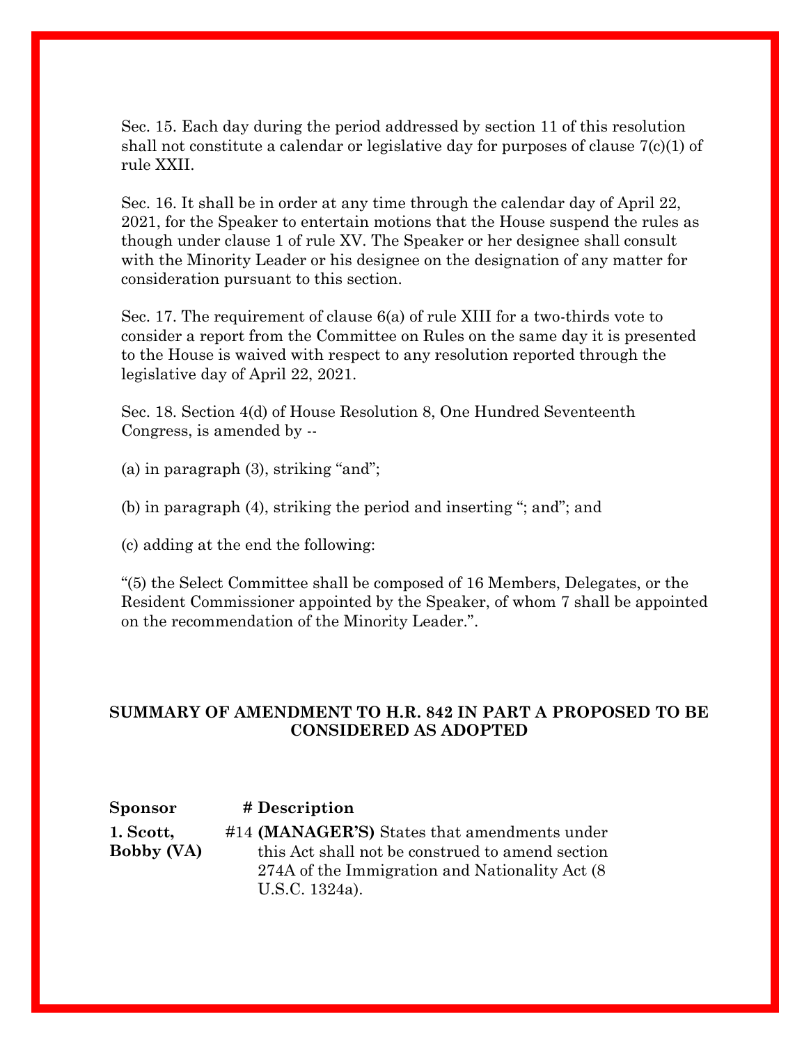Sec. 15. Each day during the period addressed by section 11 of this resolution shall not constitute a calendar or legislative day for purposes of clause 7(c)(1) of rule XXII.

Sec. 16. It shall be in order at any time through the calendar day of April 22, 2021, for the Speaker to entertain motions that the House suspend the rules as though under clause 1 of rule XV. The Speaker or her designee shall consult with the Minority Leader or his designee on the designation of any matter for consideration pursuant to this section.

Sec. 17. The requirement of clause 6(a) of rule XIII for a two-thirds vote to consider a report from the Committee on Rules on the same day it is presented to the House is waived with respect to any resolution reported through the legislative day of April 22, 2021.

Sec. 18. Section 4(d) of House Resolution 8, One Hundred Seventeenth Congress, is amended by --

(a) in paragraph (3), striking “and”;

(b) in paragraph (4), striking the period and inserting “; and”; and

(c) adding at the end the following:

“(5) the Select Committee shall be composed of 16 Members, Delegates, or the Resident Commissioner appointed by the Speaker, of whom 7 shall be appointed on the recommendation of the Minority Leader.”.

**SUMMARY OF AMENDMENT TO H.R. 842 IN PART A PROPOSED TO BE CONSIDERED AS ADOPTED**

| Sponsor | # | Description |
|---|---|---|
| **1. Scott, Bobby (VA)** | #14 | **(MANAGER'S)** States that amendments under this Act shall not be construed to amend section 274A of the Immigration and Nationality Act (8 U.S.C. 1324a). |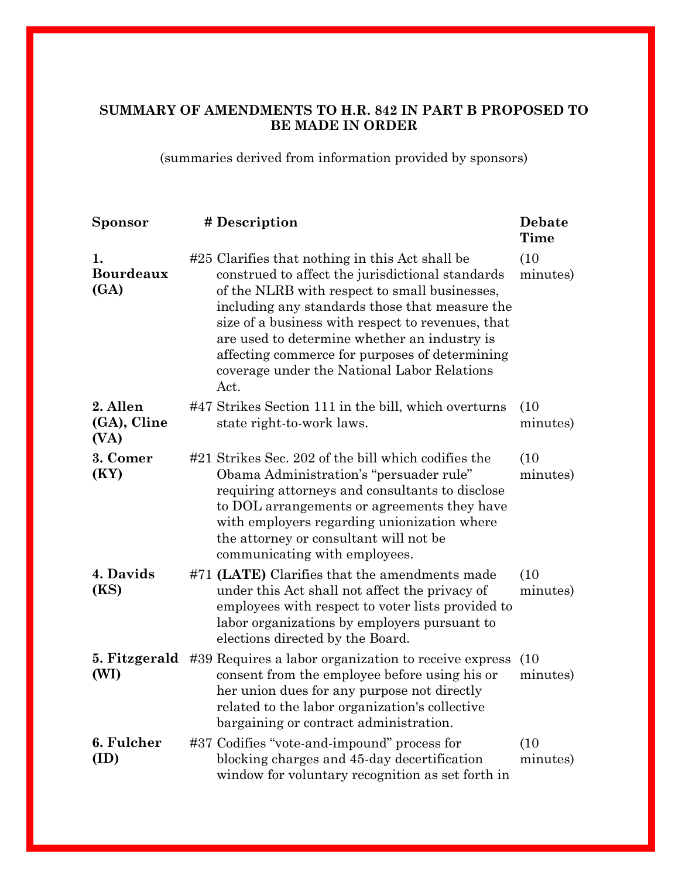**SUMMARY OF AMENDMENTS TO H.R. 842 IN PART B PROPOSED TO BE MADE IN ORDER**

(summaries derived from information provided by sponsors)

| Sponsor | # | Description | Debate Time |
|---|---|---|---|
| **1. Bourdeaux (GA)** | #25 | Clarifies that nothing in this Act shall be construed to affect the jurisdictional standards of the NLRB with respect to small businesses, including any standards those that measure the size of a business with respect to revenues, that are used to determine whether an industry is affecting commerce for purposes of determining coverage under the National Labor Relations Act. | (10 minutes) |
| **2. Allen (GA), Cline (VA)** | #47 | Strikes Section 111 in the bill, which overturns state right-to-work laws. | (10 minutes) |
| **3. Comer (KY)** | #21 | Strikes Sec. 202 of the bill which codifies the Obama Administration's "persuader rule" requiring attorneys and consultants to disclose to DOL arrangements or agreements they have with employers regarding unionization where the attorney or consultant will not be communicating with employees. | (10 minutes) |
| **4. Davids (KS)** | #71 | **(LATE)** Clarifies that the amendments made under this Act shall not affect the privacy of employees with respect to voter lists provided to labor organizations by employers pursuant to elections directed by the Board. | (10 minutes) |
| **5. Fitzgerald (WI)** | #39 | Requires a labor organization to receive express consent from the employee before using his or her union dues for any purpose not directly related to the labor organization's collective bargaining or contract administration. | (10 minutes) |
| **6. Fulcher (ID)** | #37 | Codifies "vote-and-impound" process for blocking charges and 45-day decertification window for voluntary recognition as set forth in | (10 minutes) |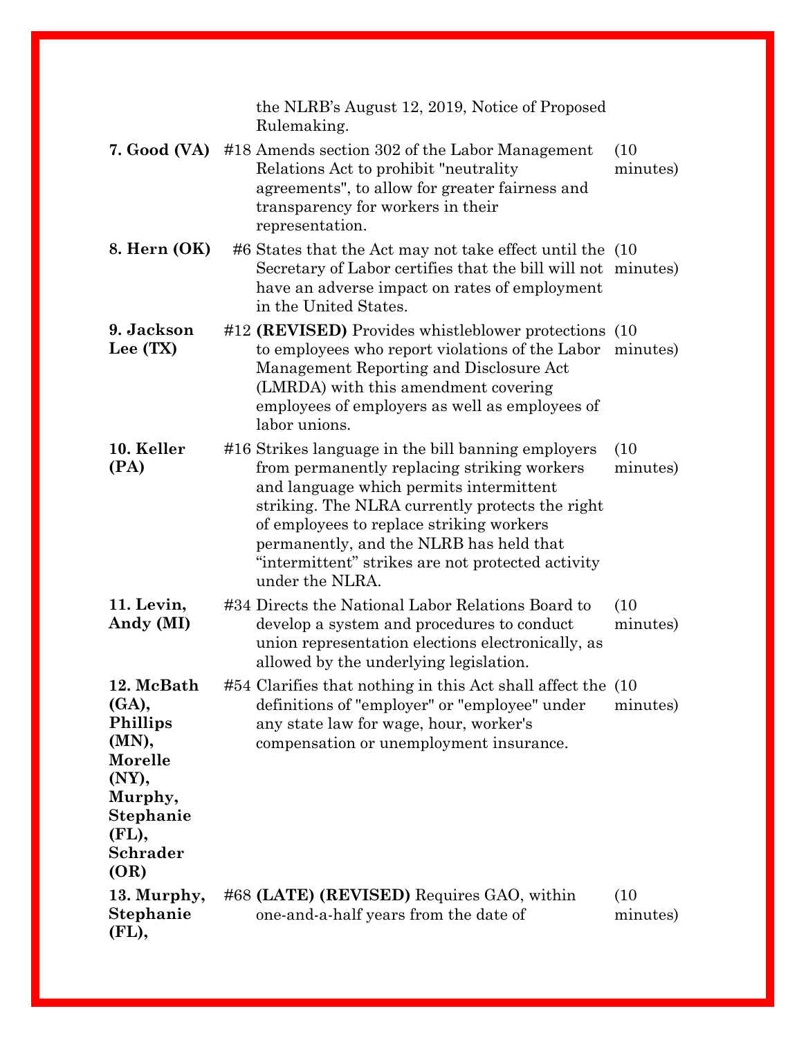| | | | |
|---|---|---|---|
| | | the NLRB's August 12, 2019, Notice of Proposed Rulemaking. | |
| **7. Good (VA)** | #18 | Amends section 302 of the Labor Management Relations Act to prohibit "neutrality agreements", to allow for greater fairness and transparency for workers in their representation. | (10 minutes) |
| **8. Hern (OK)** | #6 | States that the Act may not take effect until the Secretary of Labor certifies that the bill will not have an adverse impact on rates of employment in the United States. | (10 minutes) |
| **9. Jackson Lee (TX)** | #12 | **(REVISED)** Provides whistleblower protections to employees who report violations of the Labor Management Reporting and Disclosure Act (LMRDA) with this amendment covering employees of employers as well as employees of labor unions. | (10 minutes) |
| **10. Keller (PA)** | #16 | Strikes language in the bill banning employers from permanently replacing striking workers and language which permits intermittent striking. The NLRA currently protects the right of employees to replace striking workers permanently, and the NLRB has held that "intermittent" strikes are not protected activity under the NLRA. | (10 minutes) |
| **11. Levin, Andy (MI)** | #34 | Directs the National Labor Relations Board to develop a system and procedures to conduct union representation elections electronically, as allowed by the underlying legislation. | (10 minutes) |
| **12. McBath (GA), Phillips (MN), Morelle (NY), Murphy, Stephanie (FL), Schrader (OR)** | #54 | Clarifies that nothing in this Act shall affect the definitions of "employer" or "employee" under any state law for wage, hour, worker's compensation or unemployment insurance. | (10 minutes) |
| **13. Murphy, Stephanie (FL),** | #68 | **(LATE) (REVISED)** Requires GAO, within one-and-a-half years from the date of | (10 minutes) |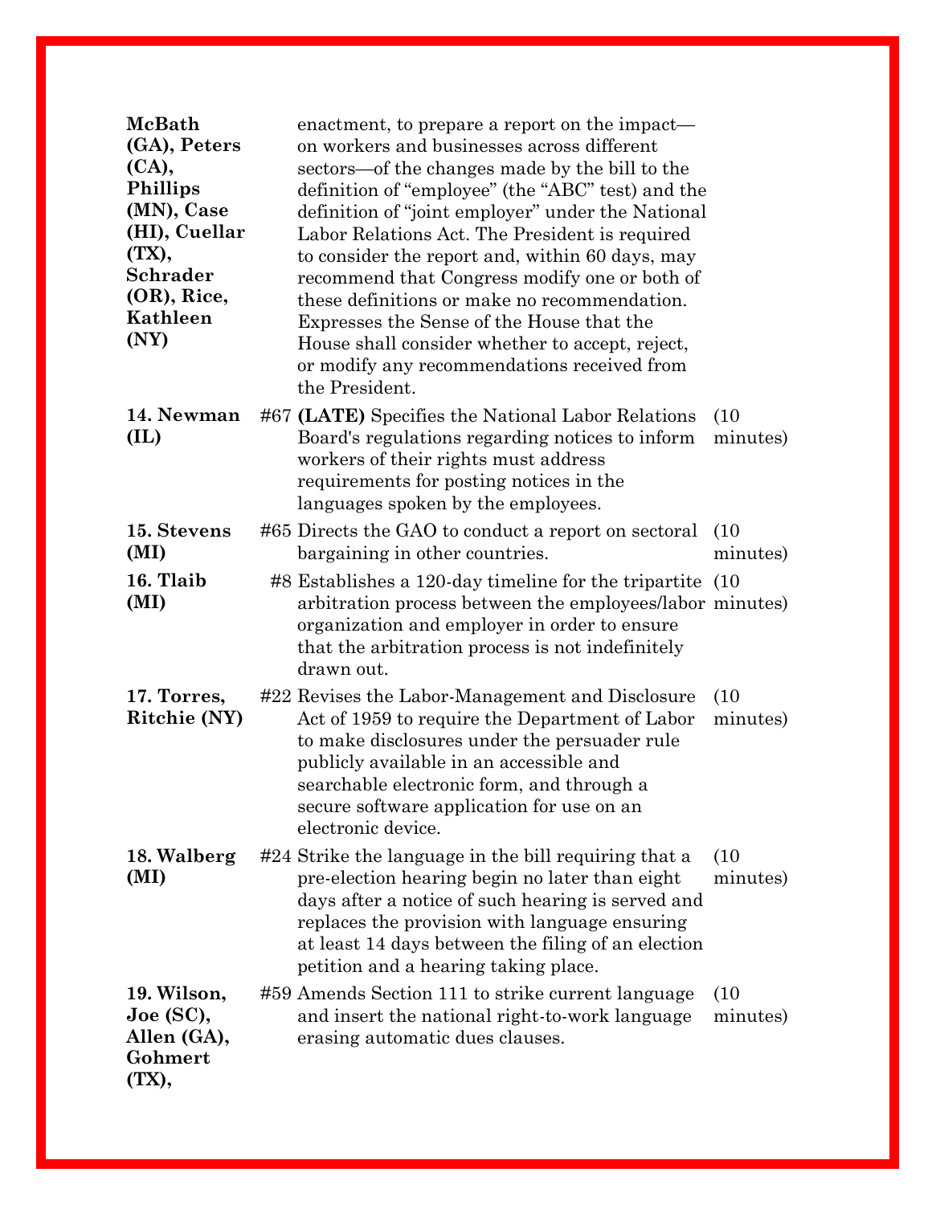| | | | |
|---|---|---|---|
| **McBath (GA), Peters (CA), Phillips (MN), Case (HI), Cuellar (TX), Schrader (OR), Rice, Kathleen (NY)** | | enactment, to prepare a report on the impact—on workers and businesses across different sectors—of the changes made by the bill to the definition of "employee" (the "ABC" test) and the definition of "joint employer" under the National Labor Relations Act. The President is required to consider the report and, within 60 days, may recommend that Congress modify one or both of these definitions or make no recommendation. Expresses the Sense of the House that the House shall consider whether to accept, reject, or modify any recommendations received from the President. | |
| **14. Newman (IL)** | #67 | **(LATE)** Specifies the National Labor Relations Board's regulations regarding notices to inform workers of their rights must address requirements for posting notices in the languages spoken by the employees. | (10 minutes) |
| **15. Stevens (MI)** | #65 | Directs the GAO to conduct a report on sectoral bargaining in other countries. | (10 minutes) |
| **16. Tlaib (MI)** | #8 | Establishes a 120-day timeline for the tripartite arbitration process between the employees/labor organization and employer in order to ensure that the arbitration process is not indefinitely drawn out. | (10 minutes) |
| **17. Torres, Ritchie (NY)** | #22 | Revises the Labor-Management and Disclosure Act of 1959 to require the Department of Labor to make disclosures under the persuader rule publicly available in an accessible and searchable electronic form, and through a secure software application for use on an electronic device. | (10 minutes) |
| **18. Walberg (MI)** | #24 | Strike the language in the bill requiring that a pre-election hearing begin no later than eight days after a notice of such hearing is served and replaces the provision with language ensuring at least 14 days between the filing of an election petition and a hearing taking place. | (10 minutes) |
| **19. Wilson, Joe (SC), Allen (GA), Gohmert (TX),** | #59 | Amends Section 111 to strike current language and insert the national right-to-work language erasing automatic dues clauses. | (10 minutes) |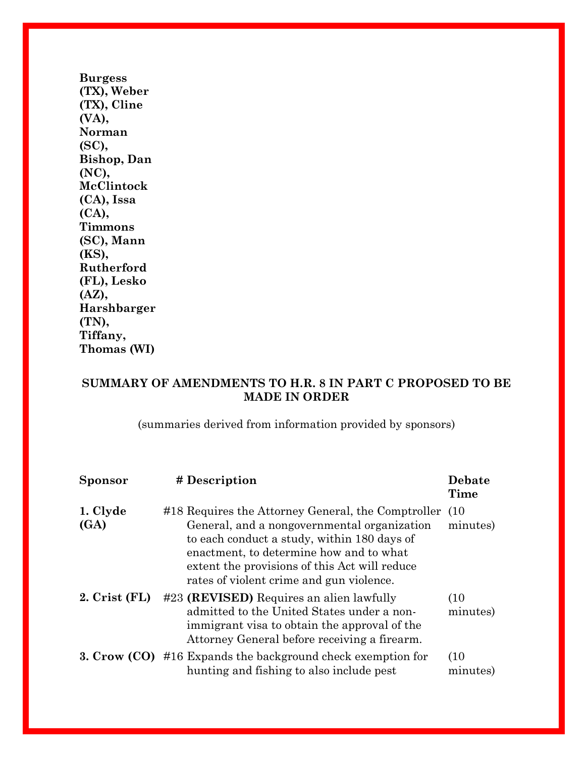**Burgess (TX), Weber (TX), Cline (VA), Norman (SC), Bishop, Dan (NC), McClintock (CA), Issa (CA), Timmons (SC), Mann (KS), Rutherford (FL), Lesko (AZ), Harshbarger (TN), Tiffany, Thomas (WI)**

## SUMMARY OF AMENDMENTS TO H.R. 8 IN PART C PROPOSED TO BE MADE IN ORDER

(summaries derived from information provided by sponsors)

| Sponsor | # | Description | Debate Time |
|---|---|---|---|
| **1. Clyde (GA)** | #18 | Requires the Attorney General, the Comptroller General, and a nongovernmental organization to each conduct a study, within 180 days of enactment, to determine how and to what extent the provisions of this Act will reduce rates of violent crime and gun violence. | (10 minutes) |
| **2. Crist (FL)** | #23 | **(REVISED)** Requires an alien lawfully admitted to the United States under a non-immigrant visa to obtain the approval of the Attorney General before receiving a firearm. | (10 minutes) |
| **3. Crow (CO)** | #16 | Expands the background check exemption for hunting and fishing to also include pest | (10 minutes) |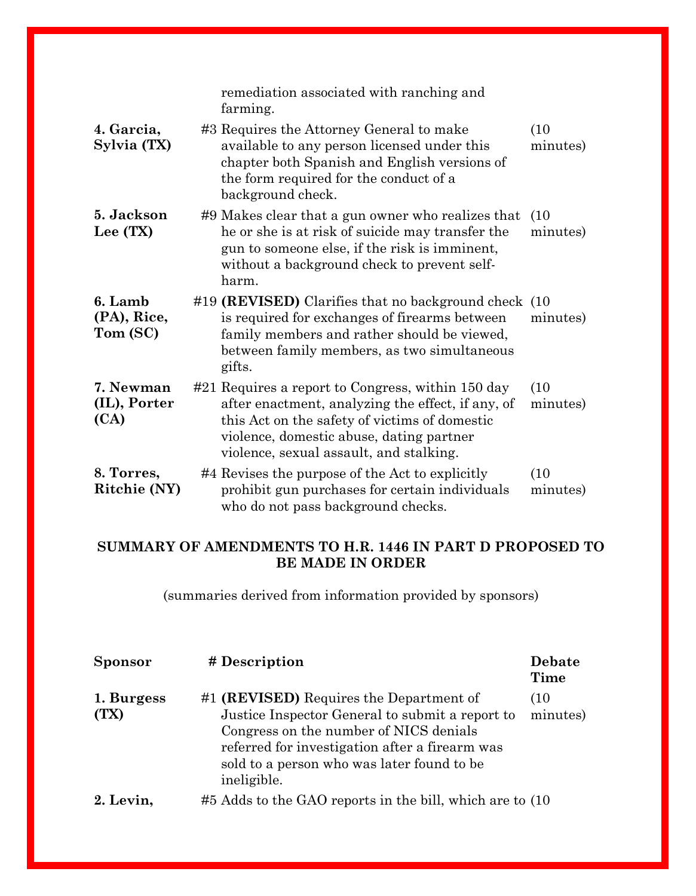| | | remediation associated with ranching and farming. | |
|---|---|---|---|
| **4. Garcia, Sylvia (TX)** | #3 | Requires the Attorney General to make available to any person licensed under this chapter both Spanish and English versions of the form required for the conduct of a background check. | (10 minutes) |
| **5. Jackson Lee (TX)** | #9 | Makes clear that a gun owner who realizes that he or she is at risk of suicide may transfer the gun to someone else, if the risk is imminent, without a background check to prevent self-harm. | (10 minutes) |
| **6. Lamb (PA), Rice, Tom (SC)** | #19 | **(REVISED)** Clarifies that no background check is required for exchanges of firearms between family members and rather should be viewed, between family members, as two simultaneous gifts. | (10 minutes) |
| **7. Newman (IL), Porter (CA)** | #21 | Requires a report to Congress, within 150 day after enactment, analyzing the effect, if any, of this Act on the safety of victims of domestic violence, domestic abuse, dating partner violence, sexual assault, and stalking. | (10 minutes) |
| **8. Torres, Ritchie (NY)** | #4 | Revises the purpose of the Act to explicitly prohibit gun purchases for certain individuals who do not pass background checks. | (10 minutes) |

**SUMMARY OF AMENDMENTS TO H.R. 1446 IN PART D PROPOSED TO BE MADE IN ORDER**

(summaries derived from information provided by sponsors)

| **Sponsor** | **#** | **Description** | **Debate Time** |
|---|---|---|---|
| **1. Burgess (TX)** | #1 | **(REVISED)** Requires the Department of Justice Inspector General to submit a report to Congress on the number of NICS denials referred for investigation after a firearm was sold to a person who was later found to be ineligible. | (10 minutes) |
| **2. Levin,** | #5 | Adds to the GAO reports in the bill, which are to | (10 |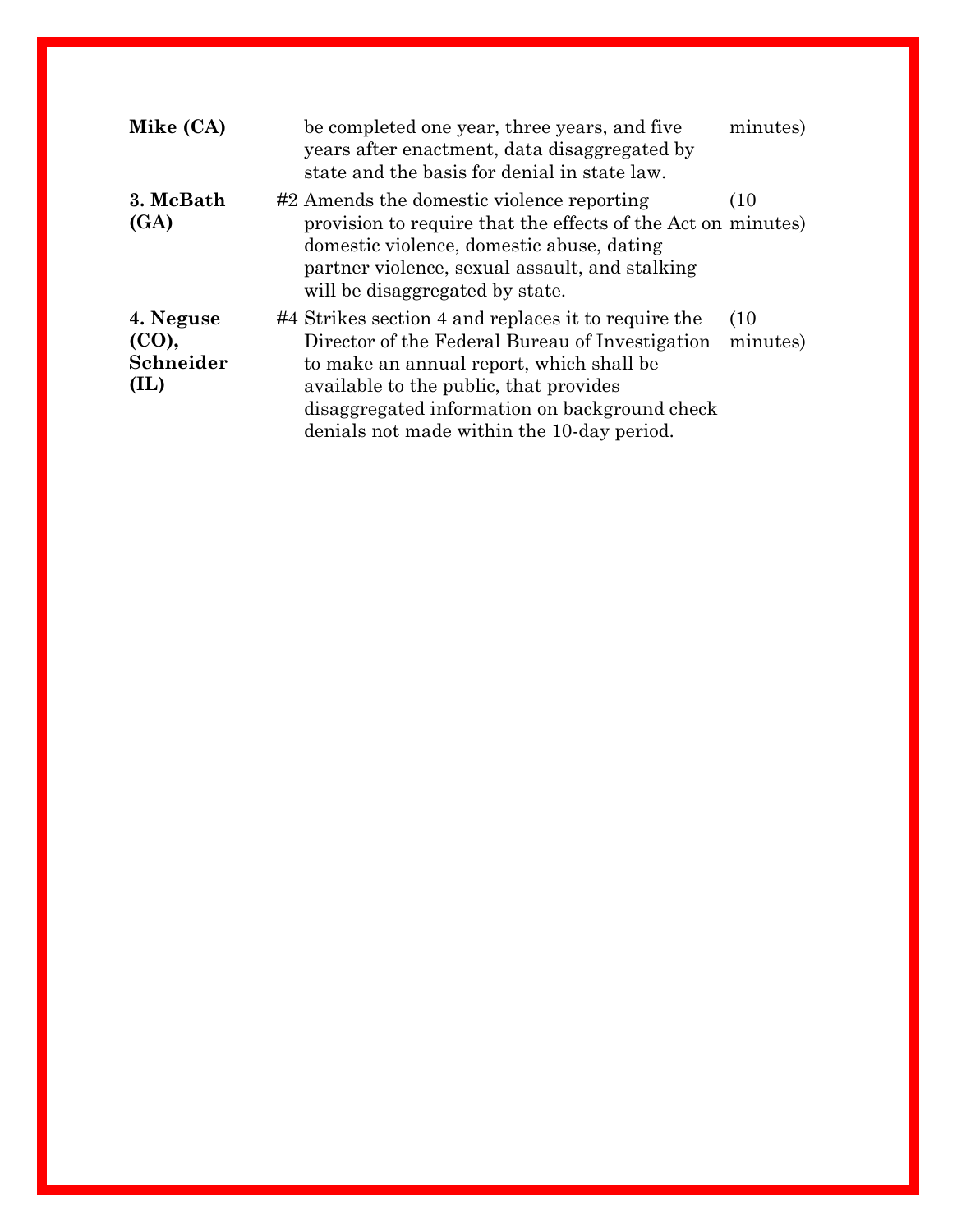| | | | |
|---|---|---|---|
| **Mike (CA)** | | be completed one year, three years, and five years after enactment, data disaggregated by state and the basis for denial in state law. | minutes) |
| **3. McBath (GA)** | #2 | Amends the domestic violence reporting provision to require that the effects of the Act on domestic violence, domestic abuse, dating partner violence, sexual assault, and stalking will be disaggregated by state. | (10 minutes) |
| **4. Neguse (CO), Schneider (IL)** | #4 | Strikes section 4 and replaces it to require the Director of the Federal Bureau of Investigation to make an annual report, which shall be available to the public, that provides disaggregated information on background check denials not made within the 10-day period. | (10 minutes) |